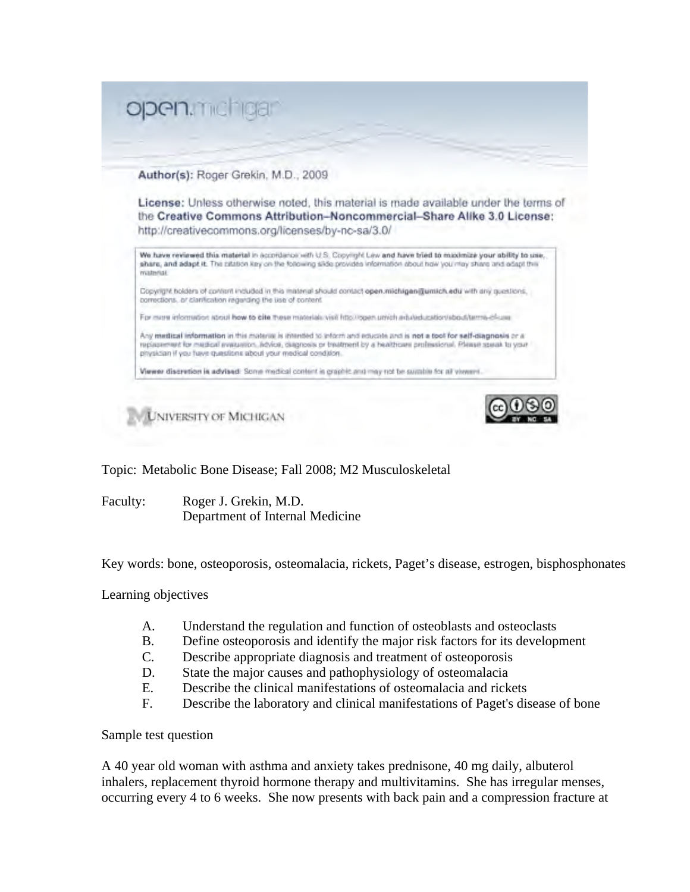open.michigan

Author(s): Roger Grekin, M.D., 2009

License: Unless otherwise noted, this material is made available under the terms of the **Creative Commons Attribution–Noncommercial–Share Alike 3.0 License**: http://creativecommons.org/licenses/by-nc-sa/3.0/

**We have reviewed this material** in accordance with U.S. Copyright Law **and have tried to maximize your ability to use, share, and adapt it.** The citation key on the following slide provides information about how you may share and adapt this material.

Copyright holders of content included in this material should contact **open.michigan@umich.edu** with any questions, corrections, or clarification regarding the use of content.

For more information about **how to cite** these materials visit http://open.umich.edu/education/about/terms-of-use.

Any **medical information** in this material is intended to inform and educate and is **not a tool for self-diagnosis** or a replacement for medical evaluation, advice, diagnosis or treatment by a healthcare professional. Please speak to your physician if you have questions about your medical condition.

**Viewer discretion is advised**: Some medical content is graphic and may not be suitable for all viewers.

UNIVERSITY OF MICHIGAN

Topic: Metabolic Bone Disease; Fall 2008; M2 Musculoskeletal

Faculty: Roger J. Grekin, M.D.
Department of Internal Medicine

Key words: bone, osteoporosis, osteomalacia, rickets, Paget's disease, estrogen, bisphosphonates

Learning objectives

A. Understand the regulation and function of osteoblasts and osteoclasts
B. Define osteoporosis and identify the major risk factors for its development
C. Describe appropriate diagnosis and treatment of osteoporosis
D. State the major causes and pathophysiology of osteomalacia
E. Describe the clinical manifestations of osteomalacia and rickets
F. Describe the laboratory and clinical manifestations of Paget's disease of bone

Sample test question

A 40 year old woman with asthma and anxiety takes prednisone, 40 mg daily, albuterol inhalers, replacement thyroid hormone therapy and multivitamins. She has irregular menses, occurring every 4 to 6 weeks. She now presents with back pain and a compression fracture at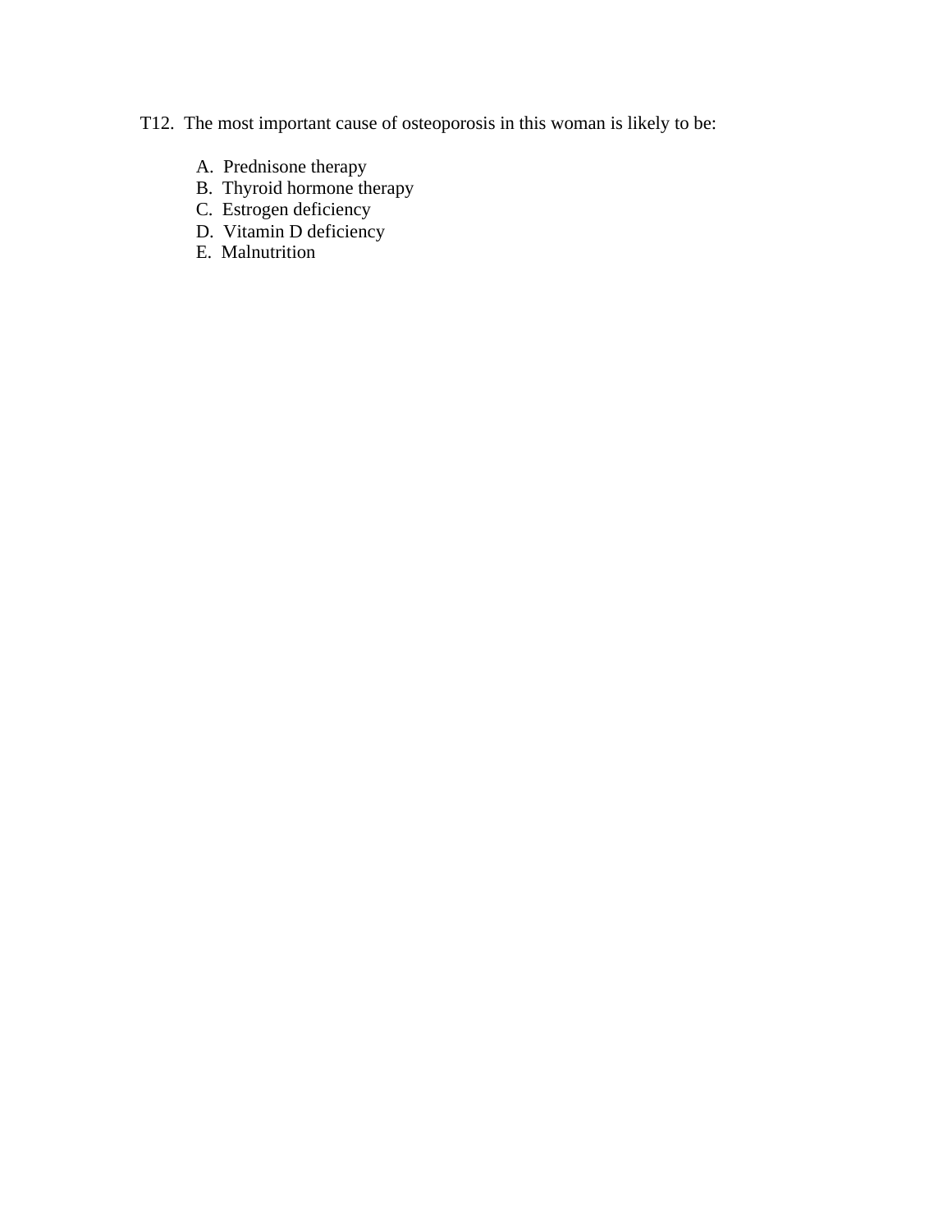T12. The most important cause of osteoporosis in this woman is likely to be:

A. Prednisone therapy
B. Thyroid hormone therapy
C. Estrogen deficiency
D. Vitamin D deficiency
E. Malnutrition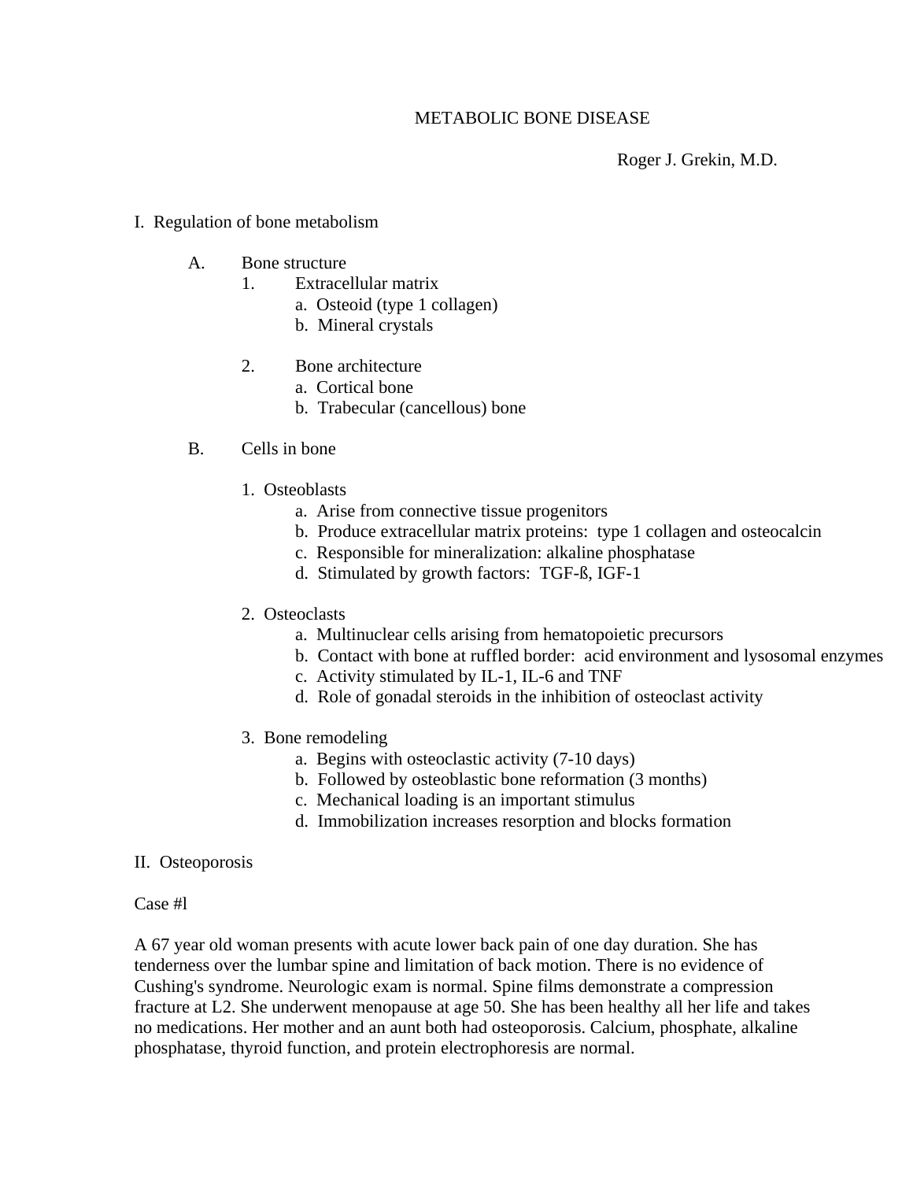# METABOLIC BONE DISEASE

Roger J. Grekin, M.D.

## I. Regulation of bone metabolism

A. Bone structure

1. Extracellular matrix
    a. Osteoid (type 1 collagen)
    b. Mineral crystals

2. Bone architecture
    a. Cortical bone
    b. Trabecular (cancellous) bone

B. Cells in bone

1. Osteoblasts
    a. Arise from connective tissue progenitors
    b. Produce extracellular matrix proteins: type 1 collagen and osteocalcin
    c. Responsible for mineralization: alkaline phosphatase
    d. Stimulated by growth factors: TGF-ß, IGF-1

2. Osteoclasts
    a. Multinuclear cells arising from hematopoietic precursors
    b. Contact with bone at ruffled border: acid environment and lysosomal enzymes
    c. Activity stimulated by IL-1, IL-6 and TNF
    d. Role of gonadal steroids in the inhibition of osteoclast activity

3. Bone remodeling
    a. Begins with osteoclastic activity (7-10 days)
    b. Followed by osteoblastic bone reformation (3 months)
    c. Mechanical loading is an important stimulus
    d. Immobilization increases resorption and blocks formation

## II. Osteoporosis

Case #l

A 67 year old woman presents with acute lower back pain of one day duration. She has tenderness over the lumbar spine and limitation of back motion. There is no evidence of Cushing's syndrome. Neurologic exam is normal. Spine films demonstrate a compression fracture at L2. She underwent menopause at age 50. She has been healthy all her life and takes no medications. Her mother and an aunt both had osteoporosis. Calcium, phosphate, alkaline phosphatase, thyroid function, and protein electrophoresis are normal.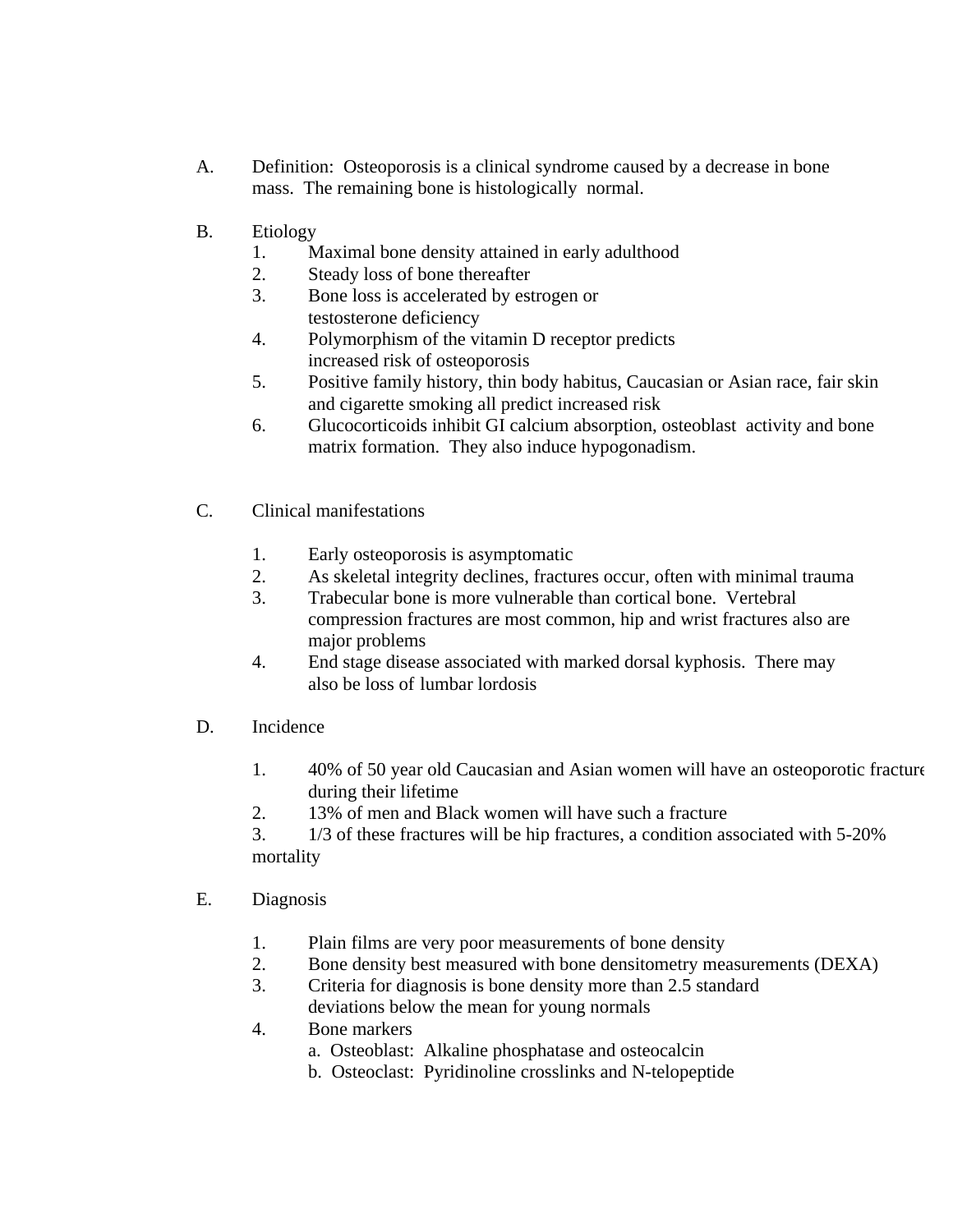A. Definition: Osteoporosis is a clinical syndrome caused by a decrease in bone mass. The remaining bone is histologically normal.

B. Etiology
   1. Maximal bone density attained in early adulthood
   2. Steady loss of bone thereafter
   3. Bone loss is accelerated by estrogen or testosterone deficiency
   4. Polymorphism of the vitamin D receptor predicts increased risk of osteoporosis
   5. Positive family history, thin body habitus, Caucasian or Asian race, fair skin and cigarette smoking all predict increased risk
   6. Glucocorticoids inhibit GI calcium absorption, osteoblast activity and bone matrix formation. They also induce hypogonadism.

C. Clinical manifestations
   1. Early osteoporosis is asymptomatic
   2. As skeletal integrity declines, fractures occur, often with minimal trauma
   3. Trabecular bone is more vulnerable than cortical bone. Vertebral compression fractures are most common, hip and wrist fractures also are major problems
   4. End stage disease associated with marked dorsal kyphosis. There may also be loss of lumbar lordosis

D. Incidence
   1. 40% of 50 year old Caucasian and Asian women will have an osteoporotic fracture during their lifetime
   2. 13% of men and Black women will have such a fracture
   3. 1/3 of these fractures will be hip fractures, a condition associated with 5-20% mortality

E. Diagnosis
   1. Plain films are very poor measurements of bone density
   2. Bone density best measured with bone densitometry measurements (DEXA)
   3. Criteria for diagnosis is bone density more than 2.5 standard deviations below the mean for young normals
   4. Bone markers
      a. Osteoblast: Alkaline phosphatase and osteocalcin
      b. Osteoclast: Pyridinoline crosslinks and N-telopeptide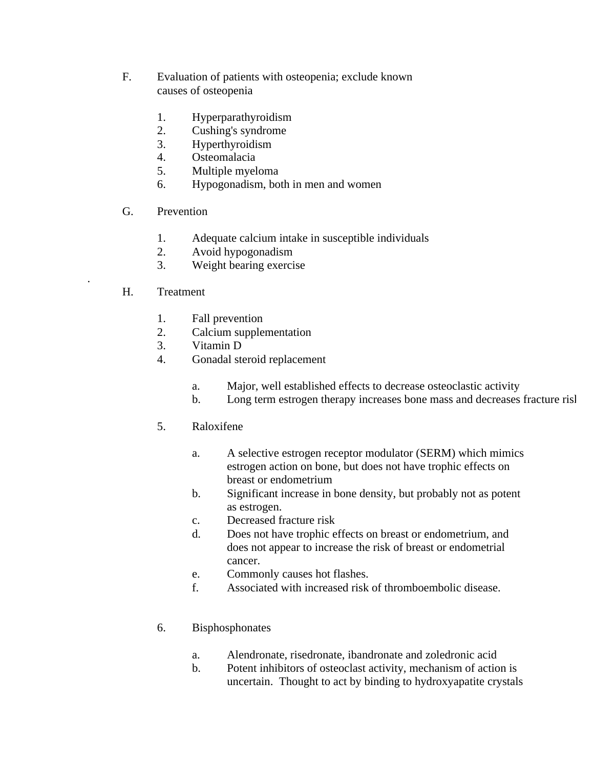F. Evaluation of patients with osteopenia; exclude known causes of osteopenia

1. Hyperparathyroidism
2. Cushing's syndrome
3. Hyperthyroidism
4. Osteomalacia
5. Multiple myeloma
6. Hypogonadism, both in men and women

G. Prevention

1. Adequate calcium intake in susceptible individuals
2. Avoid hypogonadism
3. Weight bearing exercise

H. Treatment

1. Fall prevention
2. Calcium supplementation
3. Vitamin D
4. Gonadal steroid replacement
    a. Major, well established effects to decrease osteoclastic activity
    b. Long term estrogen therapy increases bone mass and decreases fracture risl
5. Raloxifene
    a. A selective estrogen receptor modulator (SERM) which mimics estrogen action on bone, but does not have trophic effects on breast or endometrium
    b. Significant increase in bone density, but probably not as potent as estrogen.
    c. Decreased fracture risk
    d. Does not have trophic effects on breast or endometrium, and does not appear to increase the risk of breast or endometrial cancer.
    e. Commonly causes hot flashes.
    f. Associated with increased risk of thromboembolic disease.
6. Bisphosphonates
    a. Alendronate, risedronate, ibandronate and zoledronic acid
    b. Potent inhibitors of osteoclast activity, mechanism of action is uncertain. Thought to act by binding to hydroxyapatite crystals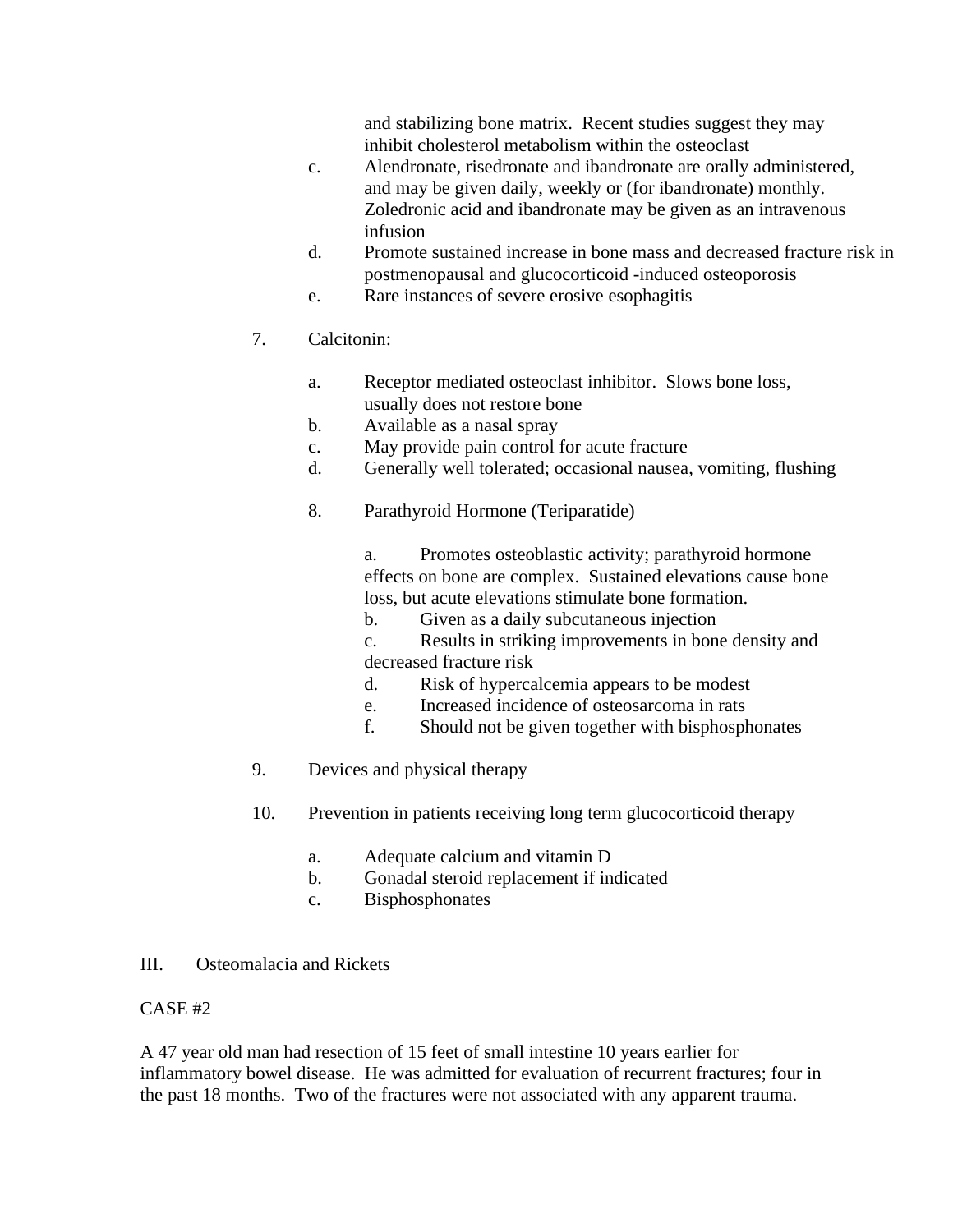and stabilizing bone matrix. Recent studies suggest they may inhibit cholesterol metabolism within the osteoclast

c. Alendronate, risedronate and ibandronate are orally administered, and may be given daily, weekly or (for ibandronate) monthly. Zoledronic acid and ibandronate may be given as an intravenous infusion

d. Promote sustained increase in bone mass and decreased fracture risk in postmenopausal and glucocorticoid -induced osteoporosis

e. Rare instances of severe erosive esophagitis

7. Calcitonin:

   a. Receptor mediated osteoclast inhibitor. Slows bone loss, usually does not restore bone
   b. Available as a nasal spray
   c. May provide pain control for acute fracture
   d. Generally well tolerated; occasional nausea, vomiting, flushing

8. Parathyroid Hormone (Teriparatide)

   a. Promotes osteoblastic activity; parathyroid hormone effects on bone are complex. Sustained elevations cause bone loss, but acute elevations stimulate bone formation.
   b. Given as a daily subcutaneous injection
   c. Results in striking improvements in bone density and decreased fracture risk
   d. Risk of hypercalcemia appears to be modest
   e. Increased incidence of osteosarcoma in rats
   f. Should not be given together with bisphosphonates

9. Devices and physical therapy

10. Prevention in patients receiving long term glucocorticoid therapy

    a. Adequate calcium and vitamin D
    b. Gonadal steroid replacement if indicated
    c. Bisphosphonates

## III. Osteomalacia and Rickets

CASE #2

A 47 year old man had resection of 15 feet of small intestine 10 years earlier for inflammatory bowel disease. He was admitted for evaluation of recurrent fractures; four in the past 18 months. Two of the fractures were not associated with any apparent trauma.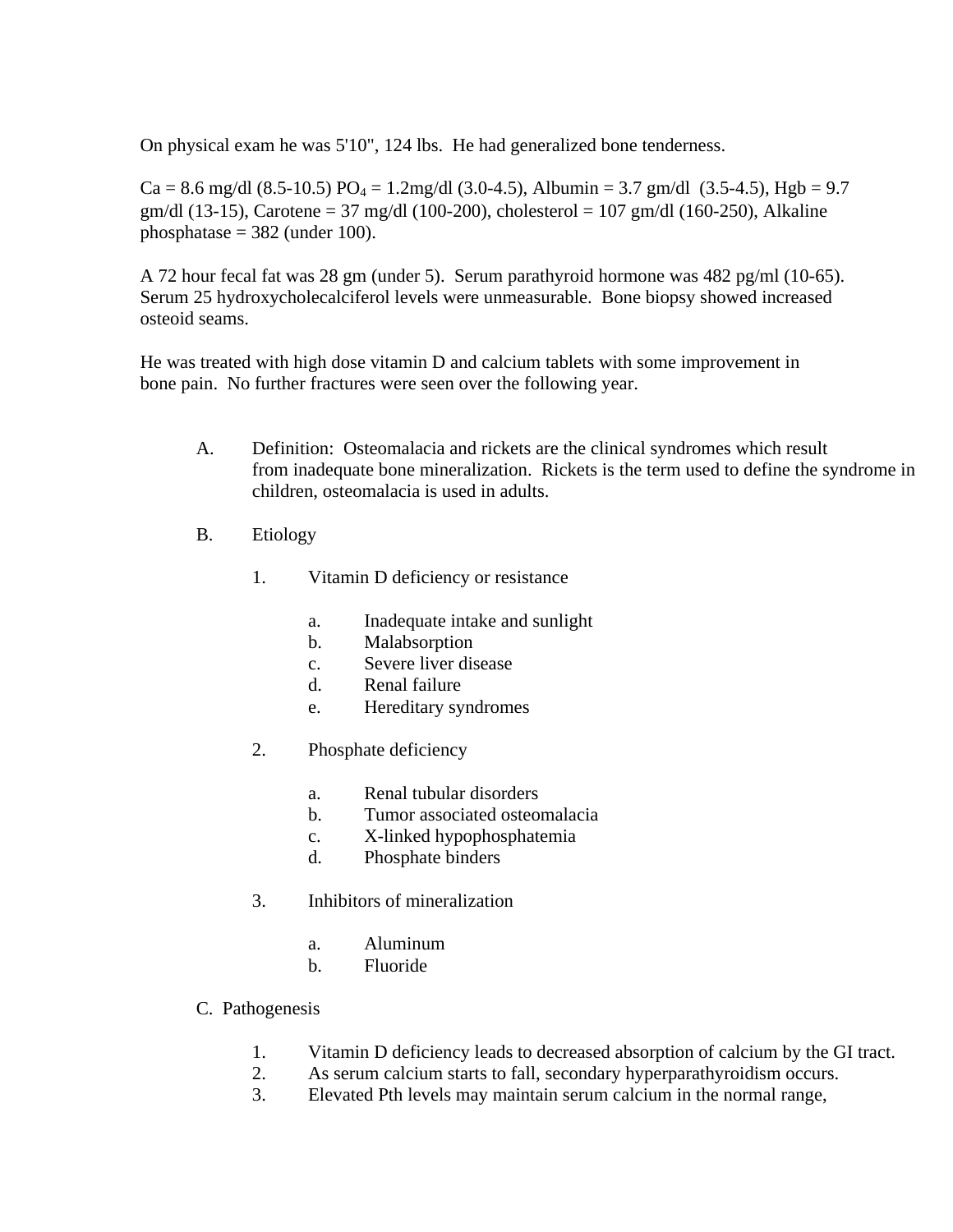On physical exam he was 5'10", 124 lbs. He had generalized bone tenderness.

Ca = 8.6 mg/dl (8.5-10.5) $PO_4$ = 1.2mg/dl (3.0-4.5), Albumin = 3.7 gm/dl (3.5-4.5), Hgb = 9.7 gm/dl (13-15), Carotene = 37 mg/dl (100-200), cholesterol = 107 gm/dl (160-250), Alkaline phosphatase = 382 (under 100).

A 72 hour fecal fat was 28 gm (under 5). Serum parathyroid hormone was 482 pg/ml (10-65). Serum 25 hydroxycholecalciferol levels were unmeasurable. Bone biopsy showed increased osteoid seams.

He was treated with high dose vitamin D and calcium tablets with some improvement in bone pain. No further fractures were seen over the following year.

A. Definition: Osteomalacia and rickets are the clinical syndromes which result from inadequate bone mineralization. Rickets is the term used to define the syndrome in children, osteomalacia is used in adults.

B. Etiology

1. Vitamin D deficiency or resistance

   a. Inadequate intake and sunlight
   b. Malabsorption
   c. Severe liver disease
   d. Renal failure
   e. Hereditary syndromes

2. Phosphate deficiency

   a. Renal tubular disorders
   b. Tumor associated osteomalacia
   c. X-linked hypophosphatemia
   d. Phosphate binders

3. Inhibitors of mineralization

   a. Aluminum
   b. Fluoride

C. Pathogenesis

1. Vitamin D deficiency leads to decreased absorption of calcium by the GI tract.
2. As serum calcium starts to fall, secondary hyperparathyroidism occurs.
3. Elevated Pth levels may maintain serum calcium in the normal range,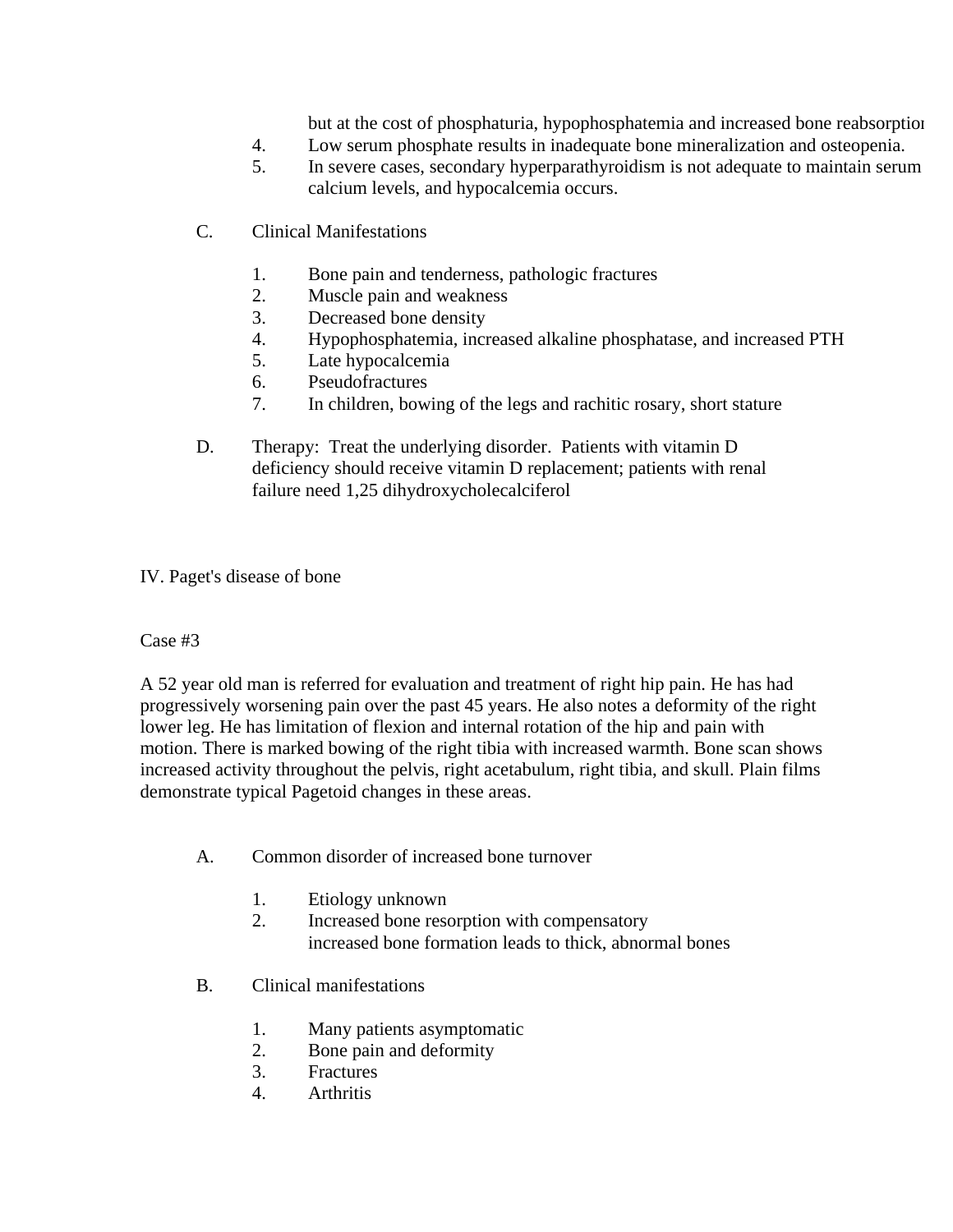but at the cost of phosphaturia, hypophosphatemia and increased bone reabsorption

4. Low serum phosphate results in inadequate bone mineralization and osteopenia.
5. In severe cases, secondary hyperparathyroidism is not adequate to maintain serum calcium levels, and hypocalcemia occurs.

C. Clinical Manifestations

1. Bone pain and tenderness, pathologic fractures
2. Muscle pain and weakness
3. Decreased bone density
4. Hypophosphatemia, increased alkaline phosphatase, and increased PTH
5. Late hypocalcemia
6. Pseudofractures
7. In children, bowing of the legs and rachitic rosary, short stature

D. Therapy: Treat the underlying disorder. Patients with vitamin D deficiency should receive vitamin D replacement; patients with renal failure need 1,25 dihydroxycholecalciferol

## IV. Paget's disease of bone

Case #3

A 52 year old man is referred for evaluation and treatment of right hip pain. He has had progressively worsening pain over the past 45 years. He also notes a deformity of the right lower leg. He has limitation of flexion and internal rotation of the hip and pain with motion. There is marked bowing of the right tibia with increased warmth. Bone scan shows increased activity throughout the pelvis, right acetabulum, right tibia, and skull. Plain films demonstrate typical Pagetoid changes in these areas.

A. Common disorder of increased bone turnover

1. Etiology unknown
2. Increased bone resorption with compensatory increased bone formation leads to thick, abnormal bones

B. Clinical manifestations

1. Many patients asymptomatic
2. Bone pain and deformity
3. Fractures
4. Arthritis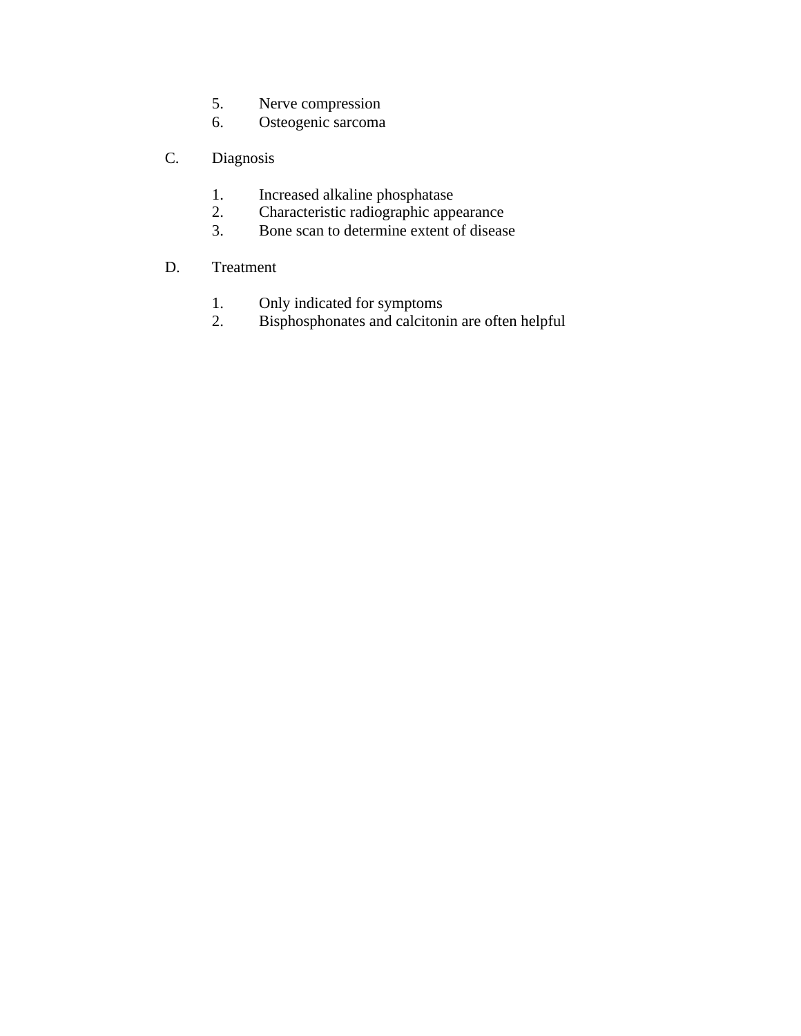5. Nerve compression
6. Osteogenic sarcoma

C. Diagnosis

1. Increased alkaline phosphatase
2. Characteristic radiographic appearance
3. Bone scan to determine extent of disease

D. Treatment

1. Only indicated for symptoms
2. Bisphosphonates and calcitonin are often helpful